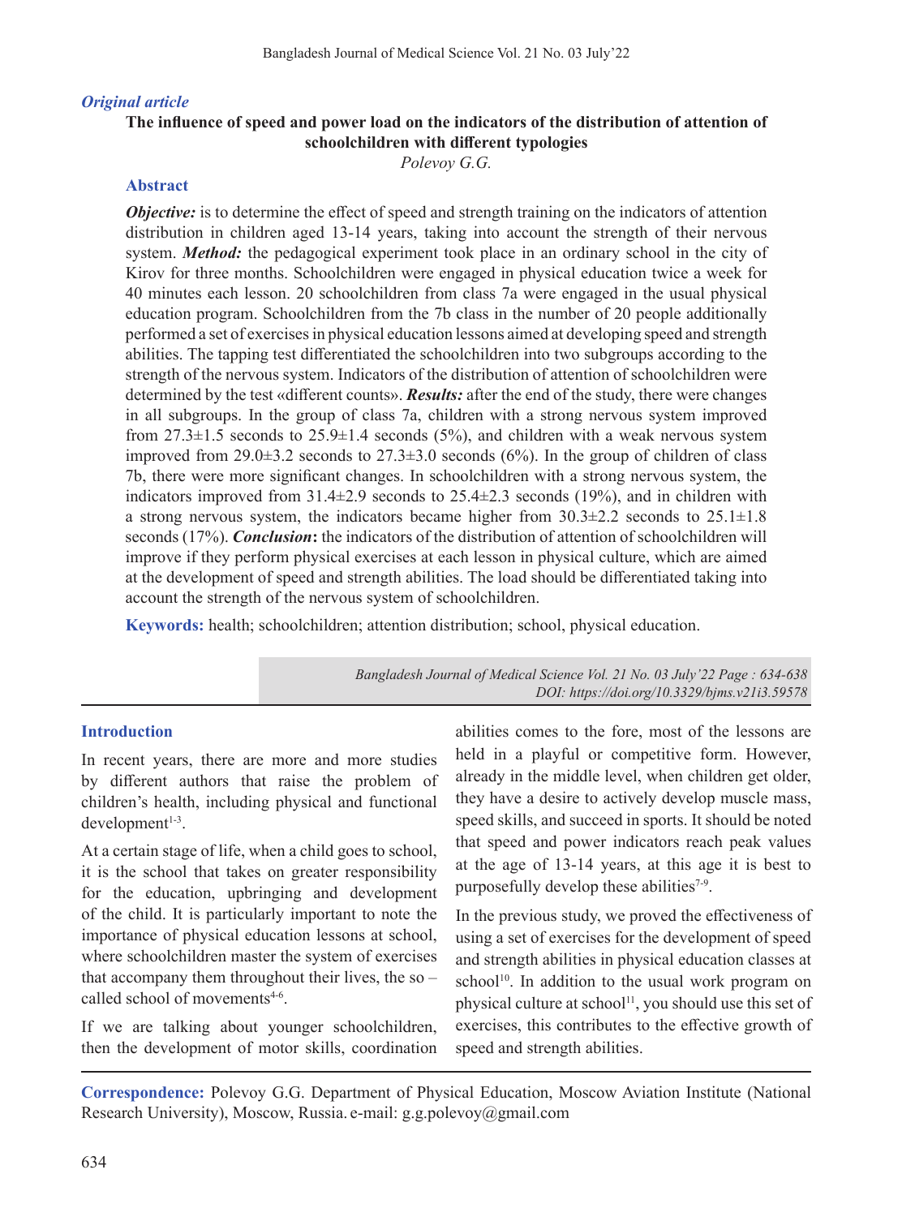*Original article*

# The influence of speed and power load on the indicators of the distribution of attention of schoolchildren with different typologies

*Polevoy G.G.*

## Abstract

***Objective:*** is to determine the effect of speed and strength training on the indicators of attention distribution in children aged 13-14 years, taking into account the strength of their nervous system. ***Method:*** the pedagogical experiment took place in an ordinary school in the city of Kirov for three months. Schoolchildren were engaged in physical education twice a week for 40 minutes each lesson. 20 schoolchildren from class 7a were engaged in the usual physical education program. Schoolchildren from the 7b class in the number of 20 people additionally performed a set of exercises in physical education lessons aimed at developing speed and strength abilities. The tapping test differentiated the schoolchildren into two subgroups according to the strength of the nervous system. Indicators of the distribution of attention of schoolchildren were determined by the test «different counts». ***Results:*** after the end of the study, there were changes in all subgroups. In the group of class 7a, children with a strong nervous system improved from 27.3±1.5 seconds to 25.9±1.4 seconds (5%), and children with a weak nervous system improved from 29.0±3.2 seconds to 27.3±3.0 seconds (6%). In the group of children of class 7b, there were more significant changes. In schoolchildren with a strong nervous system, the indicators improved from 31.4±2.9 seconds to 25.4±2.3 seconds (19%), and in children with a strong nervous system, the indicators became higher from 30.3±2.2 seconds to 25.1±1.8 seconds (17%). ***Conclusion*:** the indicators of the distribution of attention of schoolchildren will improve if they perform physical exercises at each lesson in physical culture, which are aimed at the development of speed and strength abilities. The load should be differentiated taking into account the strength of the nervous system of schoolchildren.

**Keywords:** health; schoolchildren; attention distribution; school, physical education.

*DOI: https://doi.org/10.3329/bjms.v21i3.59578*

## Introduction

In recent years, there are more and more studies by different authors that raise the problem of children's health, including physical and functional development[1-3].

At a certain stage of life, when a child goes to school, it is the school that takes on greater responsibility for the education, upbringing and development of the child. It is particularly important to note the importance of physical education lessons at school, where schoolchildren master the system of exercises that accompany them throughout their lives, the so – called school of movements[4-6].

If we are talking about younger schoolchildren, then the development of motor skills, coordination abilities comes to the fore, most of the lessons are held in a playful or competitive form. However, already in the middle level, when children get older, they have a desire to actively develop muscle mass, speed skills, and succeed in sports. It should be noted that speed and power indicators reach peak values at the age of 13-14 years, at this age it is best to purposefully develop these abilities[7-9].

In the previous study, we proved the effectiveness of using a set of exercises for the development of speed and strength abilities in physical education classes at school[10]. In addition to the usual work program on physical culture at school[11], you should use this set of exercises, this contributes to the effective growth of speed and strength abilities.

**Correspondence:** Polevoy G.G. Department of Physical Education, Moscow Aviation Institute (National Research University), Moscow, Russia. e-mail: g.g.polevoy@gmail.com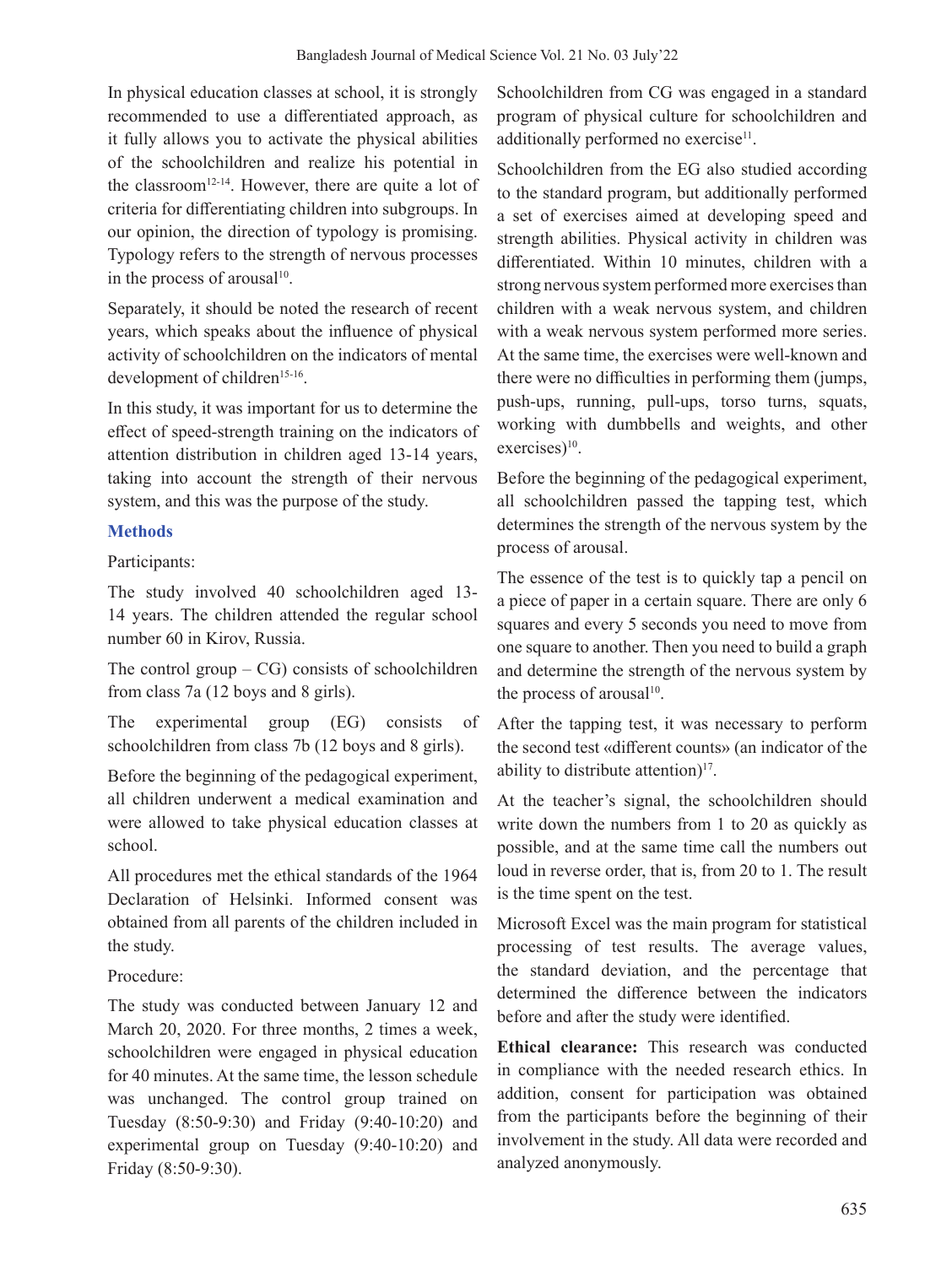In physical education classes at school, it is strongly recommended to use a differentiated approach, as it fully allows you to activate the physical abilities of the schoolchildren and realize his potential in the classroom[12-14]. However, there are quite a lot of criteria for differentiating children into subgroups. In our opinion, the direction of typology is promising. Typology refers to the strength of nervous processes in the process of arousal[10].

Separately, it should be noted the research of recent years, which speaks about the influence of physical activity of schoolchildren on the indicators of mental development of children[15-16].

In this study, it was important for us to determine the effect of speed-strength training on the indicators of attention distribution in children aged 13-14 years, taking into account the strength of their nervous system, and this was the purpose of the study.

## Methods

Participants:

The study involved 40 schoolchildren aged 13-14 years. The children attended the regular school number 60 in Kirov, Russia.

The control group – CG) consists of schoolchildren from class 7a (12 boys and 8 girls).

The experimental group (EG) consists of schoolchildren from class 7b (12 boys and 8 girls).

Before the beginning of the pedagogical experiment, all children underwent a medical examination and were allowed to take physical education classes at school.

All procedures met the ethical standards of the 1964 Declaration of Helsinki. Informed consent was obtained from all parents of the children included in the study.

Procedure:

The study was conducted between January 12 and March 20, 2020. For three months, 2 times a week, schoolchildren were engaged in physical education for 40 minutes. At the same time, the lesson schedule was unchanged. The control group trained on Tuesday (8:50-9:30) and Friday (9:40-10:20) and experimental group on Tuesday (9:40-10:20) and Friday (8:50-9:30).

Schoolchildren from CG was engaged in a standard program of physical culture for schoolchildren and additionally performed no exercise[11].

Schoolchildren from the EG also studied according to the standard program, but additionally performed a set of exercises aimed at developing speed and strength abilities. Physical activity in children was differentiated. Within 10 minutes, children with a strong nervous system performed more exercises than children with a weak nervous system, and children with a weak nervous system performed more series. At the same time, the exercises were well-known and there were no difficulties in performing them (jumps, push-ups, running, pull-ups, torso turns, squats, working with dumbbells and weights, and other exercises)[10].

Before the beginning of the pedagogical experiment, all schoolchildren passed the tapping test, which determines the strength of the nervous system by the process of arousal.

The essence of the test is to quickly tap a pencil on a piece of paper in a certain square. There are only 6 squares and every 5 seconds you need to move from one square to another. Then you need to build a graph and determine the strength of the nervous system by the process of arousal[10].

After the tapping test, it was necessary to perform the second test «different counts» (an indicator of the ability to distribute attention)[17].

At the teacher's signal, the schoolchildren should write down the numbers from 1 to 20 as quickly as possible, and at the same time call the numbers out loud in reverse order, that is, from 20 to 1. The result is the time spent on the test.

Microsoft Excel was the main program for statistical processing of test results. The average values, the standard deviation, and the percentage that determined the difference between the indicators before and after the study were identified.

**Ethical clearance:** This research was conducted in compliance with the needed research ethics. In addition, consent for participation was obtained from the participants before the beginning of their involvement in the study. All data were recorded and analyzed anonymously.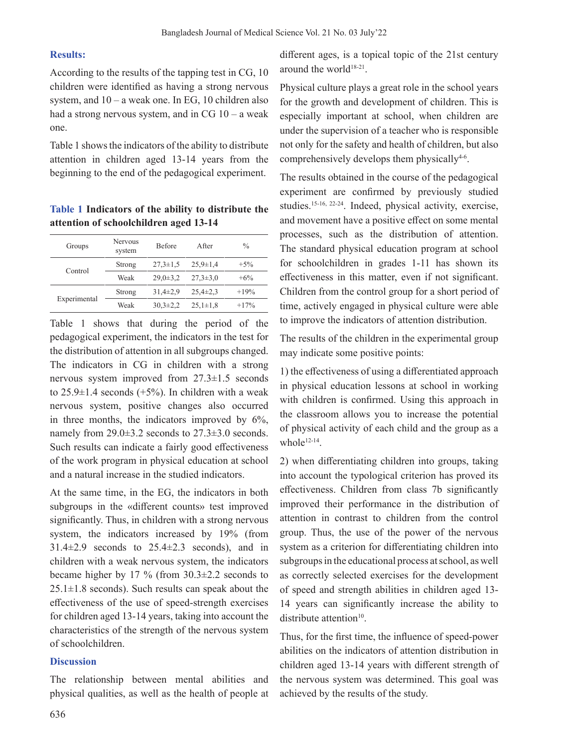## Results:

According to the results of the tapping test in CG, 10 children were identified as having a strong nervous system, and 10 – a weak one. In EG, 10 children also had a strong nervous system, and in CG 10 – a weak one.

Table 1 shows the indicators of the ability to distribute attention in children aged 13-14 years from the beginning to the end of the pedagogical experiment.

**Table 1 Indicators of the ability to distribute the attention of schoolchildren aged 13-14**

| Groups | Nervous system | Before | After | % |
|---|---|---|---|---|
| Control | Strong | 27,3±1,5 | 25,9±1,4 | +5% |
| | Weak | 29,0±3,2 | 27,3±3,0 | +6% |
| Experimental | Strong | 31,4±2,9 | 25,4±2,3 | +19% |
| | Weak | 30,3±2,2 | 25,1±1,8 | +17% |

Table 1 shows that during the period of the pedagogical experiment, the indicators in the test for the distribution of attention in all subgroups changed. The indicators in CG in children with a strong nervous system improved from 27.3±1.5 seconds to 25.9±1.4 seconds (+5%). In children with a weak nervous system, positive changes also occurred in three months, the indicators improved by 6%, namely from 29.0±3.2 seconds to 27.3±3.0 seconds. Such results can indicate a fairly good effectiveness of the work program in physical education at school and a natural increase in the studied indicators.

At the same time, in the EG, the indicators in both subgroups in the «different counts» test improved significantly. Thus, in children with a strong nervous system, the indicators increased by 19% (from 31.4±2.9 seconds to 25.4±2.3 seconds), and in children with a weak nervous system, the indicators became higher by 17 % (from 30.3±2.2 seconds to 25.1±1.8 seconds). Such results can speak about the effectiveness of the use of speed-strength exercises for children aged 13-14 years, taking into account the characteristics of the strength of the nervous system of schoolchildren.

## Discussion

The relationship between mental abilities and physical qualities, as well as the health of people at different ages, is a topical topic of the 21st century around the world[18-21].

Physical culture plays a great role in the school years for the growth and development of children. This is especially important at school, when children are under the supervision of a teacher who is responsible not only for the safety and health of children, but also comprehensively develops them physically[4-6].

The results obtained in the course of the pedagogical experiment are confirmed by previously studied studies.[15-16, 22-24]. Indeed, physical activity, exercise, and movement have a positive effect on some mental processes, such as the distribution of attention. The standard physical education program at school for schoolchildren in grades 1-11 has shown its effectiveness in this matter, even if not significant. Children from the control group for a short period of time, actively engaged in physical culture were able to improve the indicators of attention distribution.

The results of the children in the experimental group may indicate some positive points:

1) the effectiveness of using a differentiated approach in physical education lessons at school in working with children is confirmed. Using this approach in the classroom allows you to increase the potential of physical activity of each child and the group as a whole[12-14].

2) when differentiating children into groups, taking into account the typological criterion has proved its effectiveness. Children from class 7b significantly improved their performance in the distribution of attention in contrast to children from the control group. Thus, the use of the power of the nervous system as a criterion for differentiating children into subgroups in the educational process at school, as well as correctly selected exercises for the development of speed and strength abilities in children aged 13-14 years can significantly increase the ability to distribute attention[10].

Thus, for the first time, the influence of speed-power abilities on the indicators of attention distribution in children aged 13-14 years with different strength of the nervous system was determined. This goal was achieved by the results of the study.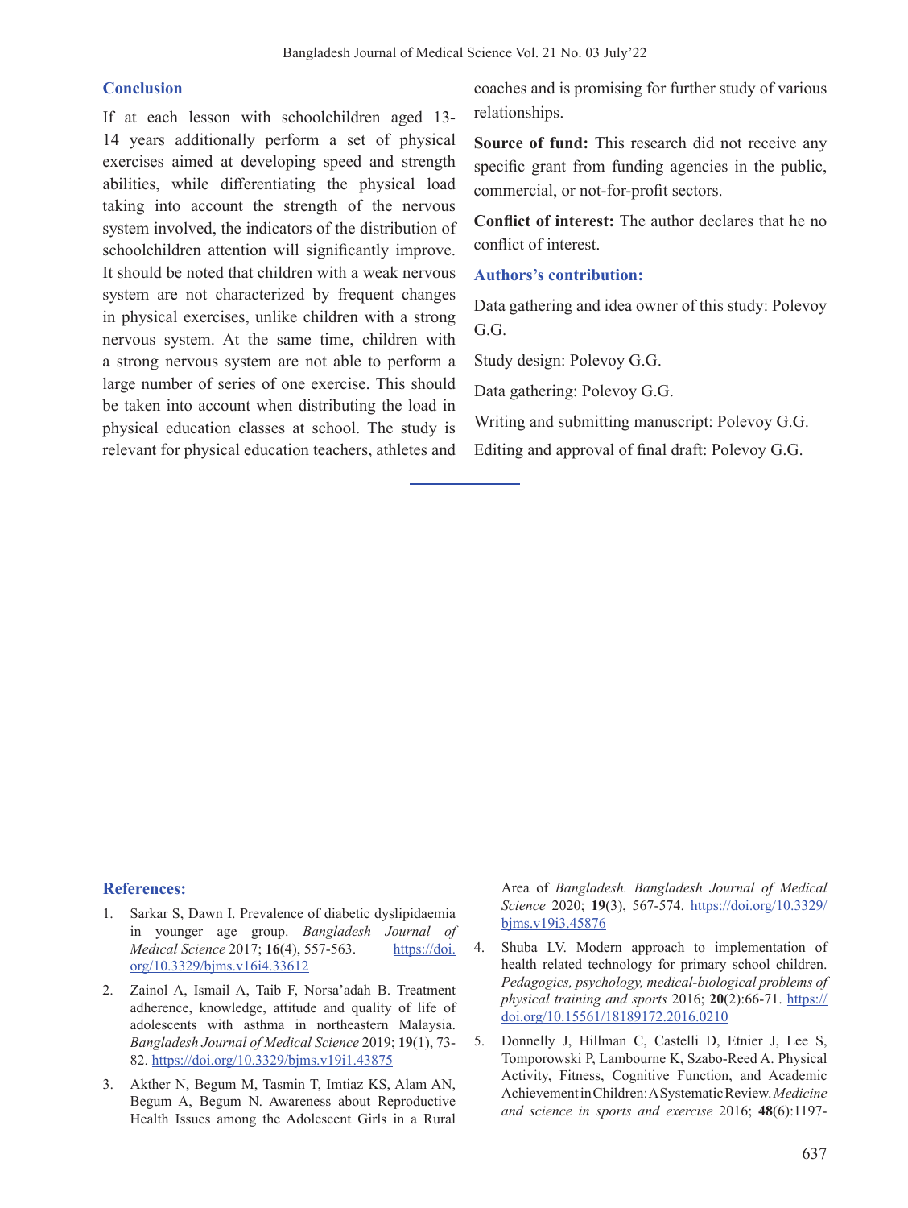## Conclusion

If at each lesson with schoolchildren aged 13-14 years additionally perform a set of physical exercises aimed at developing speed and strength abilities, while differentiating the physical load taking into account the strength of the nervous system involved, the indicators of the distribution of schoolchildren attention will significantly improve. It should be noted that children with a weak nervous system are not characterized by frequent changes in physical exercises, unlike children with a strong nervous system. At the same time, children with a strong nervous system are not able to perform a large number of series of one exercise. This should be taken into account when distributing the load in physical education classes at school. The study is relevant for physical education teachers, athletes and coaches and is promising for further study of various relationships.

**Source of fund:** This research did not receive any specific grant from funding agencies in the public, commercial, or not-for-profit sectors.

**Conflict of interest:** The author declares that he no conflict of interest.

## Authors's contribution:

Data gathering and idea owner of this study: Polevoy G.G.

Study design: Polevoy G.G.

Data gathering: Polevoy G.G.

Writing and submitting manuscript: Polevoy G.G.

Editing and approval of final draft: Polevoy G.G.

## References:

1. Sarkar S, Dawn I. Prevalence of diabetic dyslipidaemia in younger age group. *Bangladesh Journal of Medical Science* 2017; **16**(4), 557-563. https://doi.org/10.3329/bjms.v16i4.33612
2. Zainol A, Ismail A, Taib F, Norsa'adah B. Treatment adherence, knowledge, attitude and quality of life of adolescents with asthma in northeastern Malaysia. *Bangladesh Journal of Medical Science* 2019; **19**(1), 73-82. https://doi.org/10.3329/bjms.v19i1.43875
3. Akther N, Begum M, Tasmin T, Imtiaz KS, Alam AN, Begum A, Begum N. Awareness about Reproductive Health Issues among the Adolescent Girls in a Rural Area of *Bangladesh. Bangladesh Journal of Medical Science* 2020; **19**(3), 567-574. https://doi.org/10.3329/bjms.v19i3.45876
4. Shuba LV. Modern approach to implementation of health related technology for primary school children. *Pedagogics, psychology, medical-biological problems of physical training and sports* 2016; **20**(2):66-71. https://doi.org/10.15561/18189172.2016.0210
5. Donnelly J, Hillman C, Castelli D, Etnier J, Lee S, Tomporowski P, Lambourne K, Szabo-Reed A. Physical Activity, Fitness, Cognitive Function, and Academic Achievement in Children: A Systematic Review. *Medicine and science in sports and exercise* 2016; **48**(6):1197-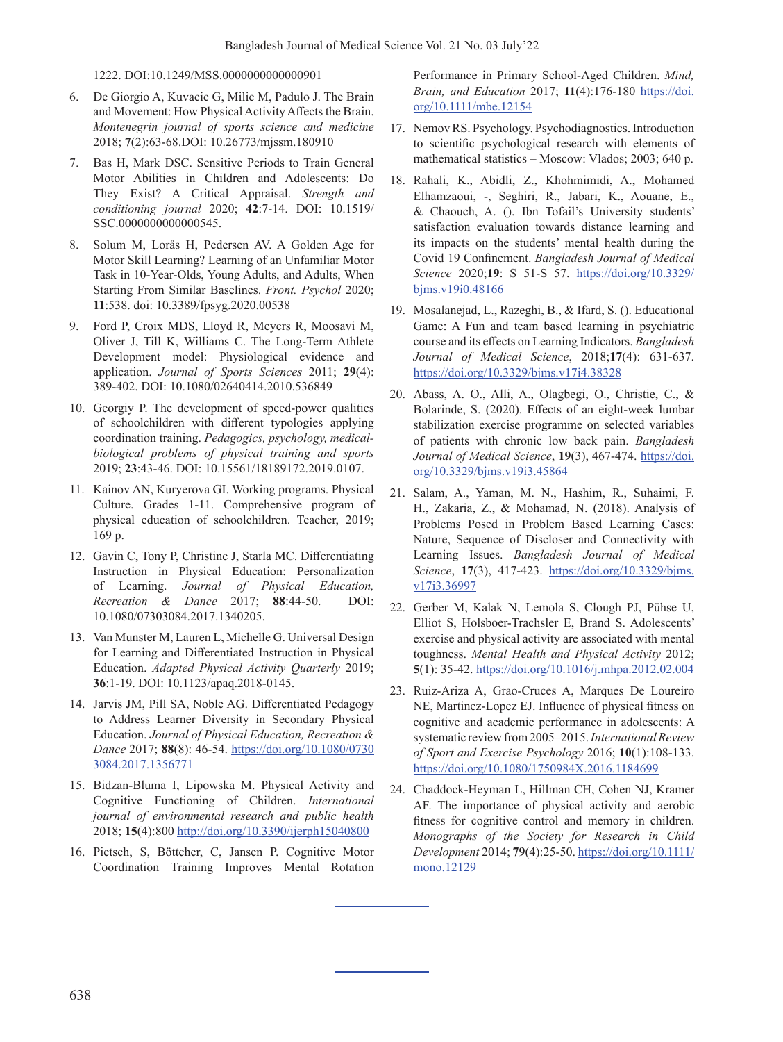1222. DOI:10.1249/MSS.0000000000000901

6. De Giorgio A, Kuvacic G, Milic M, Padulo J. The Brain and Movement: How Physical Activity Affects the Brain. *Montenegrin journal of sports science and medicine* 2018; **7**(2):63-68.DOI: 10.26773/mjssm.180910

7. Bas H, Mark DSC. Sensitive Periods to Train General Motor Abilities in Children and Adolescents: Do They Exist? A Critical Appraisal. *Strength and conditioning journal* 2020; **42**:7-14. DOI: 10.1519/SSC.0000000000000545.

8. Solum M, Lorås H, Pedersen AV. A Golden Age for Motor Skill Learning? Learning of an Unfamiliar Motor Task in 10-Year-Olds, Young Adults, and Adults, When Starting From Similar Baselines. *Front. Psychol* 2020; **11**:538. doi: 10.3389/fpsyg.2020.00538

9. Ford P, Croix MDS, Lloyd R, Meyers R, Moosavi M, Oliver J, Till K, Williams C. The Long-Term Athlete Development model: Physiological evidence and application. *Journal of Sports Sciences* 2011; **29**(4): 389-402. DOI: 10.1080/02640414.2010.536849

10. Georgiy P. The development of speed-power qualities of schoolchildren with different typologies applying coordination training. *Pedagogics, psychology, medical-biological problems of physical training and sports* 2019; **23**:43-46. DOI: 10.15561/18189172.2019.0107.

11. Kainov AN, Kuryerova GI. Working programs. Physical Culture. Grades 1-11. Comprehensive program of physical education of schoolchildren. Teacher, 2019; 169 p.

12. Gavin C, Tony P, Christine J, Starla MC. Differentiating Instruction in Physical Education: Personalization of Learning. *Journal of Physical Education, Recreation & Dance* 2017; **88**:44-50. DOI: 10.1080/07303084.2017.1340205.

13. Van Munster M, Lauren L, Michelle G. Universal Design for Learning and Differentiated Instruction in Physical Education. *Adapted Physical Activity Quarterly* 2019; **36**:1-19. DOI: 10.1123/apaq.2018-0145.

14. Jarvis JM, Pill SA, Noble AG. Differentiated Pedagogy to Address Learner Diversity in Secondary Physical Education. *Journal of Physical Education, Recreation & Dance* 2017; **88**(8): 46-54. https://doi.org/10.1080/07303084.2017.1356771

15. Bidzan-Bluma I, Lipowska M. Physical Activity and Cognitive Functioning of Children. *International journal of environmental research and public health* 2018; **15**(4):800 http://doi.org/10.3390/ijerph15040800

16. Pietsch, S, Böttcher, C, Jansen P. Cognitive Motor Coordination Training Improves Mental Rotation Performance in Primary School-Aged Children. *Mind, Brain, and Education* 2017; **11**(4):176-180 https://doi.org/10.1111/mbe.12154

17. Nemov RS. Psychology. Psychodiagnostics. Introduction to scientific psychological research with elements of mathematical statistics – Moscow: Vlados; 2003; 640 p.

18. Rahali, K., Abidli, Z., Khohmimidi, A., Mohamed Elhamzaoui, -, Seghiri, R., Jabari, K., Aouane, E., & Chaouch, A. (). Ibn Tofail's University students' satisfaction evaluation towards distance learning and its impacts on the students' mental health during the Covid 19 Confinement. *Bangladesh Journal of Medical Science* 2020;**19**: S 51-S 57. https://doi.org/10.3329/bjms.v19i0.48166

19. Mosalanejad, L., Razeghi, B., & Ifard, S. (). Educational Game: A Fun and team based learning in psychiatric course and its effects on Learning Indicators. *Bangladesh Journal of Medical Science*, 2018;**17**(4): 631-637. https://doi.org/10.3329/bjms.v17i4.38328

20. Abass, A. O., Alli, A., Olagbegi, O., Christie, C., & Bolarinde, S. (2020). Effects of an eight-week lumbar stabilization exercise programme on selected variables of patients with chronic low back pain. *Bangladesh Journal of Medical Science*, **19**(3), 467-474. https://doi.org/10.3329/bjms.v19i3.45864

21. Salam, A., Yaman, M. N., Hashim, R., Suhaimi, F. H., Zakaria, Z., & Mohamad, N. (2018). Analysis of Problems Posed in Problem Based Learning Cases: Nature, Sequence of Discloser and Connectivity with Learning Issues. *Bangladesh Journal of Medical Science*, **17**(3), 417-423. https://doi.org/10.3329/bjms.v17i3.36997

22. Gerber M, Kalak N, Lemola S, Clough PJ, Pühse U, Elliot S, Holsboer-Trachsler E, Brand S. Adolescents' exercise and physical activity are associated with mental toughness. *Mental Health and Physical Activity* 2012; **5**(1): 35-42. https://doi.org/10.1016/j.mhpa.2012.02.004

23. Ruiz-Ariza A, Grao-Cruces A, Marques De Loureiro NE, Martinez-Lopez EJ. Influence of physical fitness on cognitive and academic performance in adolescents: A systematic review from 2005–2015. *International Review of Sport and Exercise Psychology* 2016; **10**(1):108-133. https://doi.org/10.1080/1750984X.2016.1184699

24. Chaddock-Heyman L, Hillman CH, Cohen NJ, Kramer AF. The importance of physical activity and aerobic fitness for cognitive control and memory in children. *Monographs of the Society for Research in Child Development* 2014; **79**(4):25-50. https://doi.org/10.1111/mono.12129